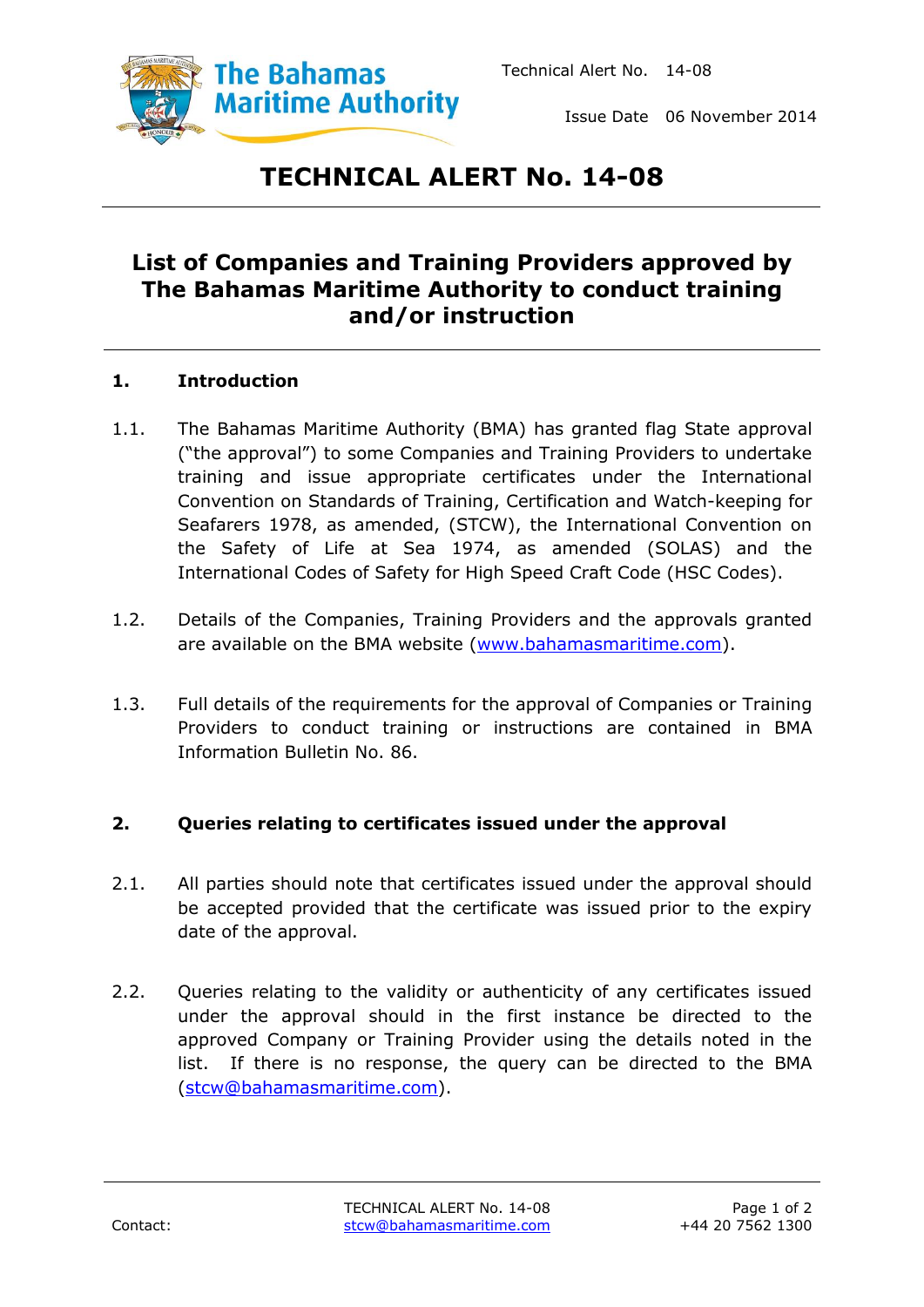Technical Alert No. 14-08

Issue Date 06 November 2014

# TECHNICAL ALERT No. 14-08

## List of Companies and Training Providers approved by The Bahamas Maritime Authority to conduct training and/or instruction

### 1. Introduction

1.1. The Bahamas Maritime Authority (BMA) has granted flag State approval ("the approval") to some Companies and Training Providers to undertake training and issue appropriate certificates under the International Convention on Standards of Training, Certification and Watch-keeping for Seafarers 1978, as amended, (STCW), the International Convention on the Safety of Life at Sea 1974, as amended (SOLAS) and the International Codes of Safety for High Speed Craft Code (HSC Codes).

1.2. Details of the Companies, Training Providers and the approvals granted are available on the BMA website ([www.bahamasmaritime.com](http://www.bahamasmaritime.com)).

1.3. Full details of the requirements for the approval of Companies or Training Providers to conduct training or instructions are contained in BMA Information Bulletin No. 86.

### 2. Queries relating to certificates issued under the approval

2.1. All parties should note that certificates issued under the approval should be accepted provided that the certificate was issued prior to the expiry date of the approval.

2.2. Queries relating to the validity or authenticity of any certificates issued under the approval should in the first instance be directed to the approved Company or Training Provider using the details noted in the list. If there is no response, the query can be directed to the BMA ([stcw@bahamasmaritime.com](mailto:stcw@bahamasmaritime.com)).

Contact: [stcw@bahamasmaritime.com](mailto:stcw@bahamasmaritime.com) +44 20 7562 1300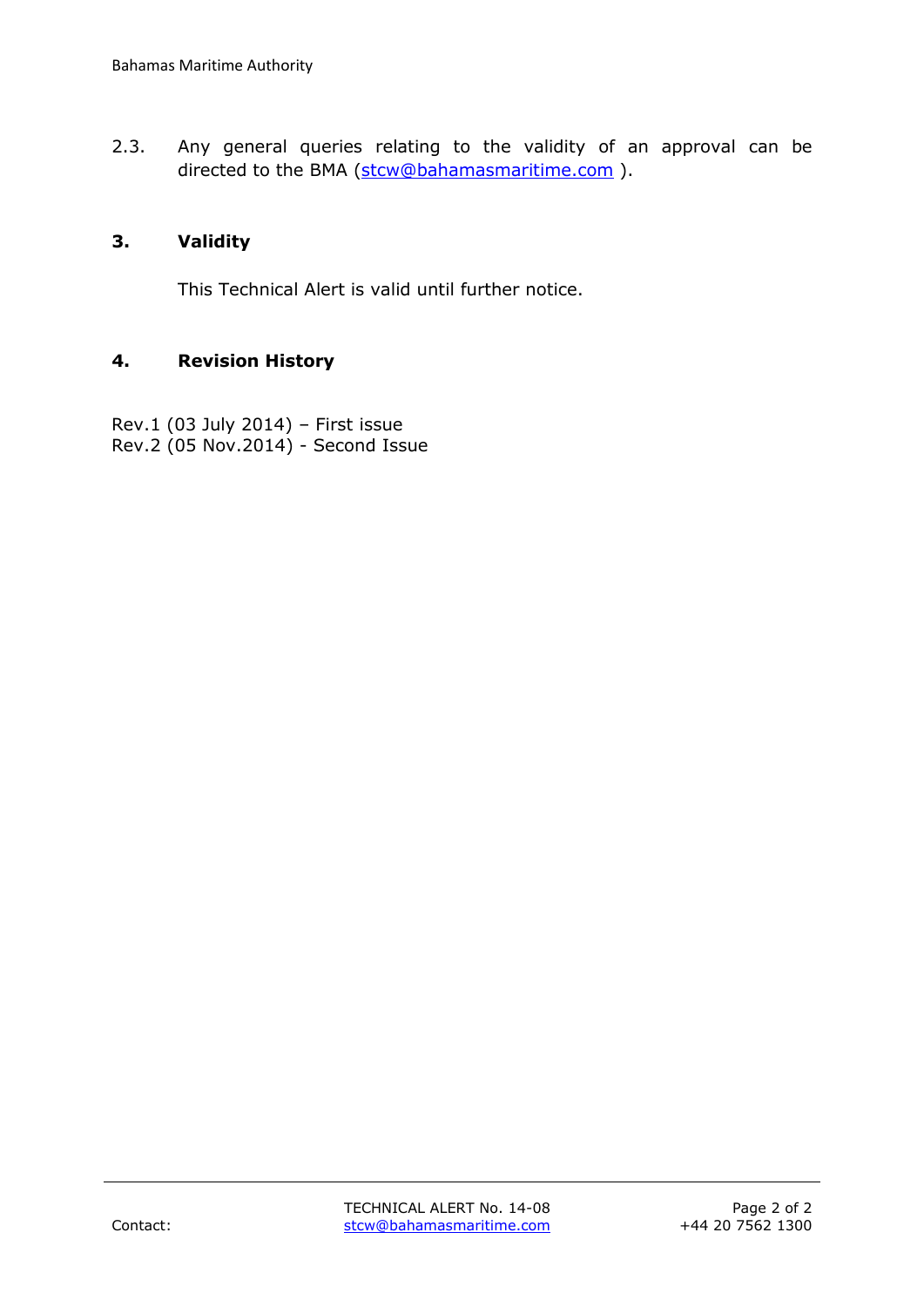2.3. Any general queries relating to the validity of an approval can be directed to the BMA (stcw@bahamasmaritime.com ).

## 3. Validity

This Technical Alert is valid until further notice.

## 4. Revision History

Rev.1 (03 July 2014) – First issue
Rev.2 (05 Nov.2014) - Second Issue